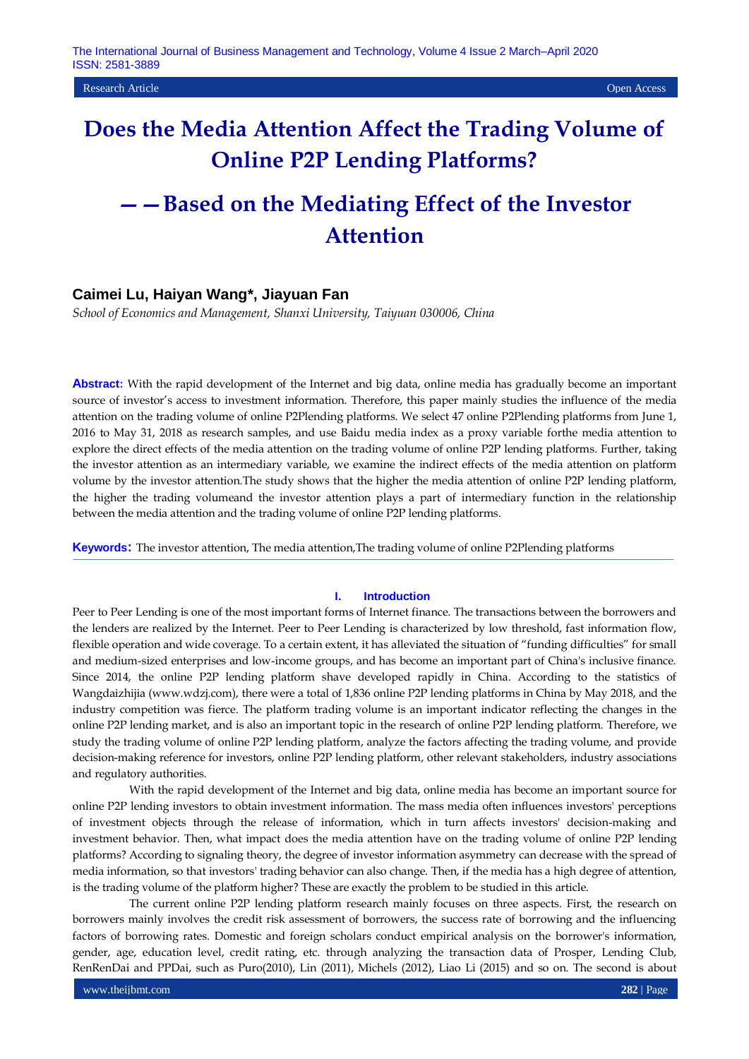Research Article | Open Access

# Does the Media Attention Affect the Trading Volume of Online P2P Lending Platforms?

## ——Based on the Mediating Effect of the Investor Attention

**Caimei Lu, Haiyan Wang*, Jiayuan Fan**

*School of Economics and Management, Shanxi University, Taiyuan 030006, China*

**Abstract:** With the rapid development of the Internet and big data, online media has gradually become an important source of investor's access to investment information. Therefore, this paper mainly studies the influence of the media attention on the trading volume of online P2Plending platforms. We select 47 online P2Plending platforms from June 1, 2016 to May 31, 2018 as research samples, and use Baidu media index as a proxy variable forthe media attention to explore the direct effects of the media attention on the trading volume of online P2P lending platforms. Further, taking the investor attention as an intermediary variable, we examine the indirect effects of the media attention on platform volume by the investor attention.The study shows that the higher the media attention of online P2P lending platform, the higher the trading volumeand the investor attention plays a part of intermediary function in the relationship between the media attention and the trading volume of online P2P lending platforms.

**Keywords:** The investor attention, The media attention,The trading volume of online P2Plending platforms

## I. Introduction

Peer to Peer Lending is one of the most important forms of Internet finance. The transactions between the borrowers and the lenders are realized by the Internet. Peer to Peer Lending is characterized by low threshold, fast information flow, flexible operation and wide coverage. To a certain extent, it has alleviated the situation of "funding difficulties" for small and medium-sized enterprises and low-income groups, and has become an important part of China's inclusive finance. Since 2014, the online P2P lending platform shave developed rapidly in China. According to the statistics of Wangdaizhijia (www.wdzj.com), there were a total of 1,836 online P2P lending platforms in China by May 2018, and the industry competition was fierce. The platform trading volume is an important indicator reflecting the changes in the online P2P lending market, and is also an important topic in the research of online P2P lending platform. Therefore, we study the trading volume of online P2P lending platform, analyze the factors affecting the trading volume, and provide decision-making reference for investors, online P2P lending platform, other relevant stakeholders, industry associations and regulatory authorities.

With the rapid development of the Internet and big data, online media has become an important source for online P2P lending investors to obtain investment information. The mass media often influences investors' perceptions of investment objects through the release of information, which in turn affects investors' decision-making and investment behavior. Then, what impact does the media attention have on the trading volume of online P2P lending platforms? According to signaling theory, the degree of investor information asymmetry can decrease with the spread of media information, so that investors' trading behavior can also change. Then, if the media has a high degree of attention, is the trading volume of the platform higher? These are exactly the problem to be studied in this article.

The current online P2P lending platform research mainly focuses on three aspects. First, the research on borrowers mainly involves the credit risk assessment of borrowers, the success rate of borrowing and the influencing factors of borrowing rates. Domestic and foreign scholars conduct empirical analysis on the borrower's information, gender, age, education level, credit rating, etc. through analyzing the transaction data of Prosper, Lending Club, RenRenDai and PPDai, such as Puro(2010), Lin (2011), Michels (2012), Liao Li (2015) and so on. The second is about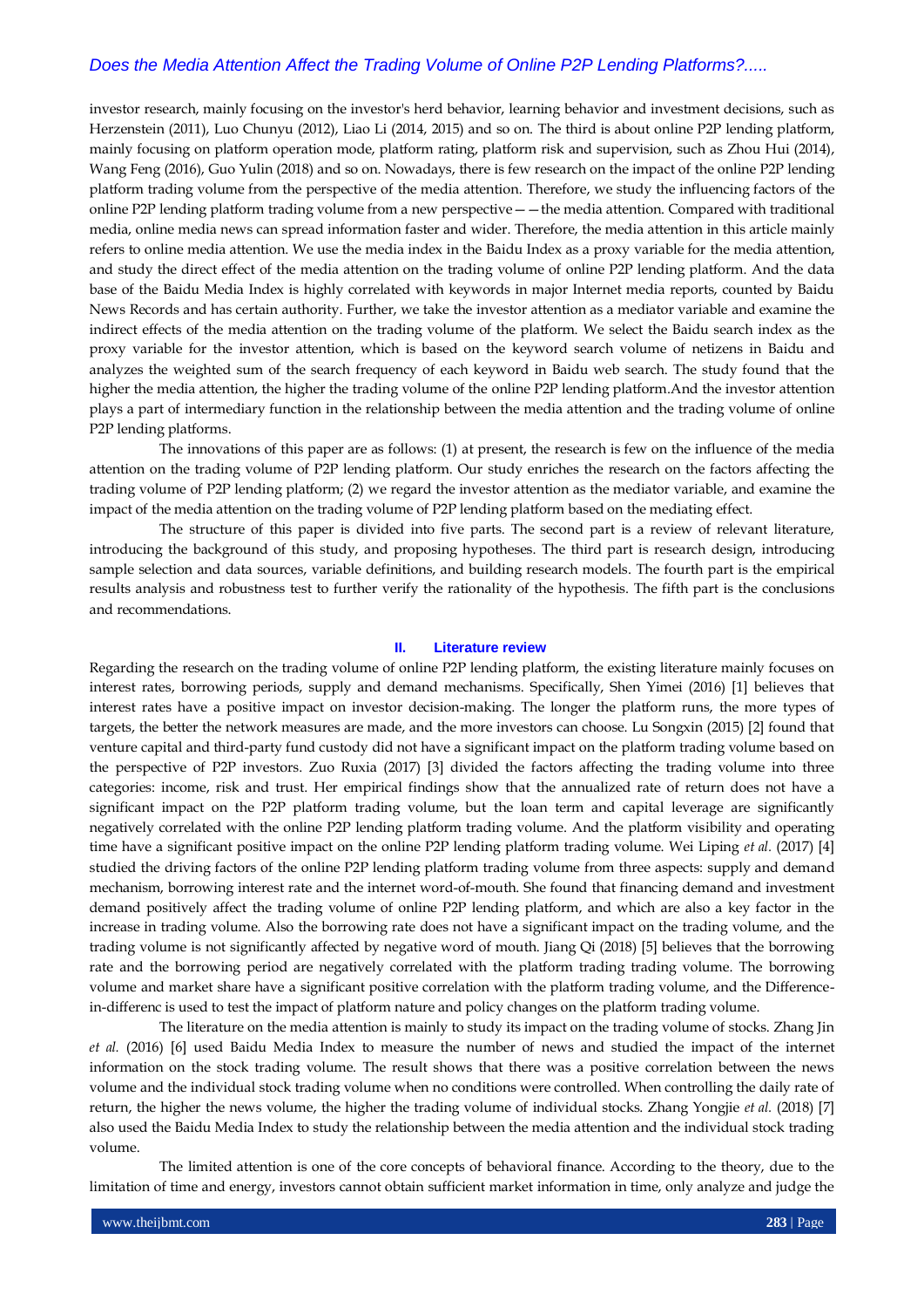investor research, mainly focusing on the investor's herd behavior, learning behavior and investment decisions, such as Herzenstein (2011), Luo Chunyu (2012), Liao Li (2014, 2015) and so on. The third is about online P2P lending platform, mainly focusing on platform operation mode, platform rating, platform risk and supervision, such as Zhou Hui (2014), Wang Feng (2016), Guo Yulin (2018) and so on. Nowadays, there is few research on the impact of the online P2P lending platform trading volume from the perspective of the media attention. Therefore, we study the influencing factors of the online P2P lending platform trading volume from a new perspective——the media attention. Compared with traditional media, online media news can spread information faster and wider. Therefore, the media attention in this article mainly refers to online media attention. We use the media index in the Baidu Index as a proxy variable for the media attention, and study the direct effect of the media attention on the trading volume of online P2P lending platform. And the data base of the Baidu Media Index is highly correlated with keywords in major Internet media reports, counted by Baidu News Records and has certain authority. Further, we take the investor attention as a mediator variable and examine the indirect effects of the media attention on the trading volume of the platform. We select the Baidu search index as the proxy variable for the investor attention, which is based on the keyword search volume of netizens in Baidu and analyzes the weighted sum of the search frequency of each keyword in Baidu web search. The study found that the higher the media attention, the higher the trading volume of the online P2P lending platform.And the investor attention plays a part of intermediary function in the relationship between the media attention and the trading volume of online P2P lending platforms.

The innovations of this paper are as follows: (1) at present, the research is few on the influence of the media attention on the trading volume of P2P lending platform. Our study enriches the research on the factors affecting the trading volume of P2P lending platform; (2) we regard the investor attention as the mediator variable, and examine the impact of the media attention on the trading volume of P2P lending platform based on the mediating effect.

The structure of this paper is divided into five parts. The second part is a review of relevant literature, introducing the background of this study, and proposing hypotheses. The third part is research design, introducing sample selection and data sources, variable definitions, and building research models. The fourth part is the empirical results analysis and robustness test to further verify the rationality of the hypothesis. The fifth part is the conclusions and recommendations.

## II. Literature review

Regarding the research on the trading volume of online P2P lending platform, the existing literature mainly focuses on interest rates, borrowing periods, supply and demand mechanisms. Specifically, Shen Yimei (2016) [1] believes that interest rates have a positive impact on investor decision-making. The longer the platform runs, the more types of targets, the better the network measures are made, and the more investors can choose. Lu Songxin (2015) [2] found that venture capital and third-party fund custody did not have a significant impact on the platform trading volume based on the perspective of P2P investors. Zuo Ruxia (2017) [3] divided the factors affecting the trading volume into three categories: income, risk and trust. Her empirical findings show that the annualized rate of return does not have a significant impact on the P2P platform trading volume, but the loan term and capital leverage are significantly negatively correlated with the online P2P lending platform trading volume. And the platform visibility and operating time have a significant positive impact on the online P2P lending platform trading volume. Wei Liping *et al.* (2017) [4] studied the driving factors of the online P2P lending platform trading volume from three aspects: supply and demand mechanism, borrowing interest rate and the internet word-of-mouth. She found that financing demand and investment demand positively affect the trading volume of online P2P lending platform, and which are also a key factor in the increase in trading volume. Also the borrowing rate does not have a significant impact on the trading volume, and the trading volume is not significantly affected by negative word of mouth. Jiang Qi (2018) [5] believes that the borrowing rate and the borrowing period are negatively correlated with the platform trading trading volume. The borrowing volume and market share have a significant positive correlation with the platform trading volume, and the Difference-in-differenc is used to test the impact of platform nature and policy changes on the platform trading volume.

The literature on the media attention is mainly to study its impact on the trading volume of stocks. Zhang Jin *et al.* (2016) [6] used Baidu Media Index to measure the number of news and studied the impact of the internet information on the stock trading volume. The result shows that there was a positive correlation between the news volume and the individual stock trading volume when no conditions were controlled. When controlling the daily rate of return, the higher the news volume, the higher the trading volume of individual stocks. Zhang Yongjie *et al.* (2018) [7] also used the Baidu Media Index to study the relationship between the media attention and the individual stock trading volume.

The limited attention is one of the core concepts of behavioral finance. According to the theory, due to the limitation of time and energy, investors cannot obtain sufficient market information in time, only analyze and judge the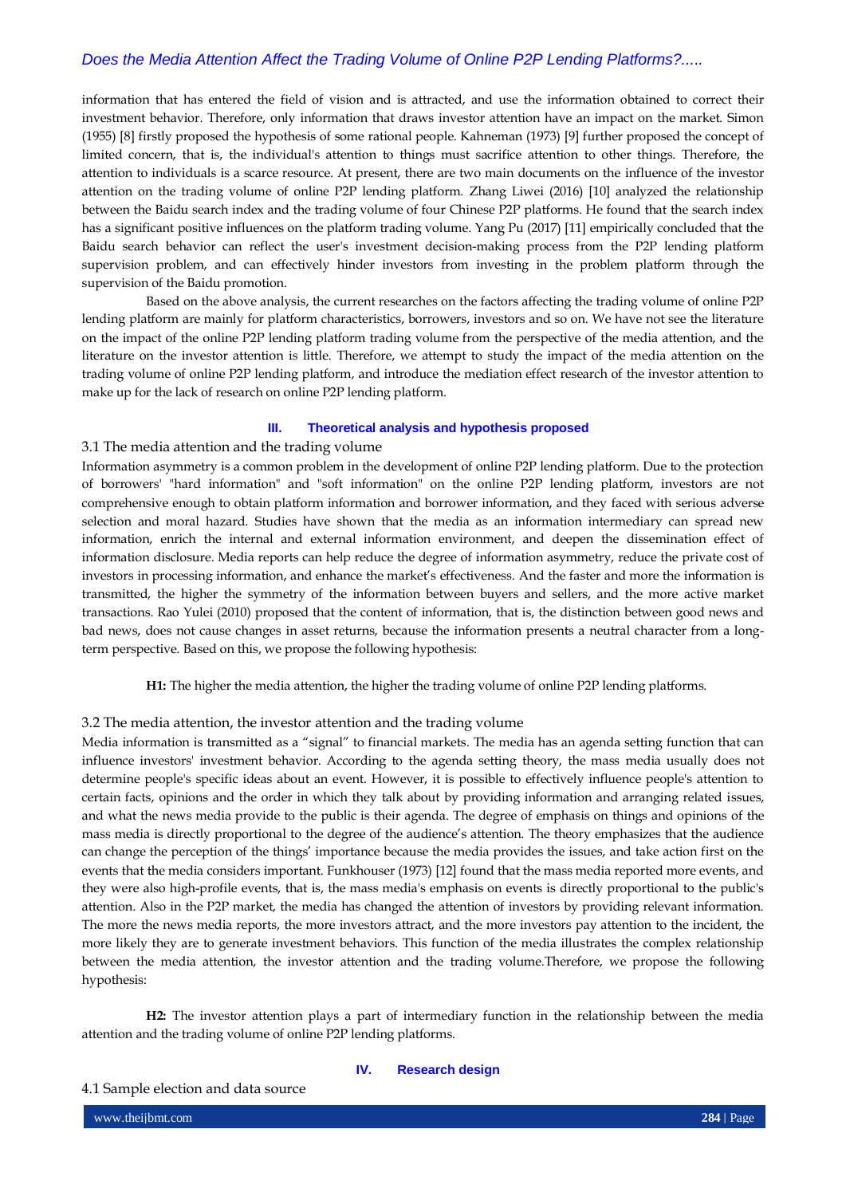information that has entered the field of vision and is attracted, and use the information obtained to correct their investment behavior. Therefore, only information that draws investor attention have an impact on the market. Simon (1955) [8] firstly proposed the hypothesis of some rational people. Kahneman (1973) [9] further proposed the concept of limited concern, that is, the individual's attention to things must sacrifice attention to other things. Therefore, the attention to individuals is a scarce resource. At present, there are two main documents on the influence of the investor attention on the trading volume of online P2P lending platform. Zhang Liwei (2016) [10] analyzed the relationship between the Baidu search index and the trading volume of four Chinese P2P platforms. He found that the search index has a significant positive influences on the platform trading volume. Yang Pu (2017) [11] empirically concluded that the Baidu search behavior can reflect the user's investment decision-making process from the P2P lending platform supervision problem, and can effectively hinder investors from investing in the problem platform through the supervision of the Baidu promotion.

Based on the above analysis, the current researches on the factors affecting the trading volume of online P2P lending platform are mainly for platform characteristics, borrowers, investors and so on. We have not see the literature on the impact of the online P2P lending platform trading volume from the perspective of the media attention, and the literature on the investor attention is little. Therefore, we attempt to study the impact of the media attention on the trading volume of online P2P lending platform, and introduce the mediation effect research of the investor attention to make up for the lack of research on online P2P lending platform.

## III. Theoretical analysis and hypothesis proposed

### 3.1 The media attention and the trading volume

Information asymmetry is a common problem in the development of online P2P lending platform. Due to the protection of borrowers' "hard information" and "soft information" on the online P2P lending platform, investors are not comprehensive enough to obtain platform information and borrower information, and they faced with serious adverse selection and moral hazard. Studies have shown that the media as an information intermediary can spread new information, enrich the internal and external information environment, and deepen the dissemination effect of information disclosure. Media reports can help reduce the degree of information asymmetry, reduce the private cost of investors in processing information, and enhance the market's effectiveness. And the faster and more the information is transmitted, the higher the symmetry of the information between buyers and sellers, and the more active market transactions. Rao Yulei (2010) proposed that the content of information, that is, the distinction between good news and bad news, does not cause changes in asset returns, because the information presents a neutral character from a long-term perspective. Based on this, we propose the following hypothesis:

**H1:** The higher the media attention, the higher the trading volume of online P2P lending platforms.

### 3.2 The media attention, the investor attention and the trading volume

Media information is transmitted as a “signal” to financial markets. The media has an agenda setting function that can influence investors' investment behavior. According to the agenda setting theory, the mass media usually does not determine people's specific ideas about an event. However, it is possible to effectively influence people's attention to certain facts, opinions and the order in which they talk about by providing information and arranging related issues, and what the news media provide to the public is their agenda. The degree of emphasis on things and opinions of the mass media is directly proportional to the degree of the audience’s attention. The theory emphasizes that the audience can change the perception of the things’ importance because the media provides the issues, and take action first on the events that the media considers important. Funkhouser (1973) [12] found that the mass media reported more events, and they were also high-profile events, that is, the mass media's emphasis on events is directly proportional to the public's attention. Also in the P2P market, the media has changed the attention of investors by providing relevant information. The more the news media reports, the more investors attract, and the more investors pay attention to the incident, the more likely they are to generate investment behaviors. This function of the media illustrates the complex relationship between the media attention, the investor attention and the trading volume.Therefore, we propose the following hypothesis:

**H2:** The investor attention plays a part of intermediary function in the relationship between the media attention and the trading volume of online P2P lending platforms.

## IV. Research design

### 4.1 Sample election and data source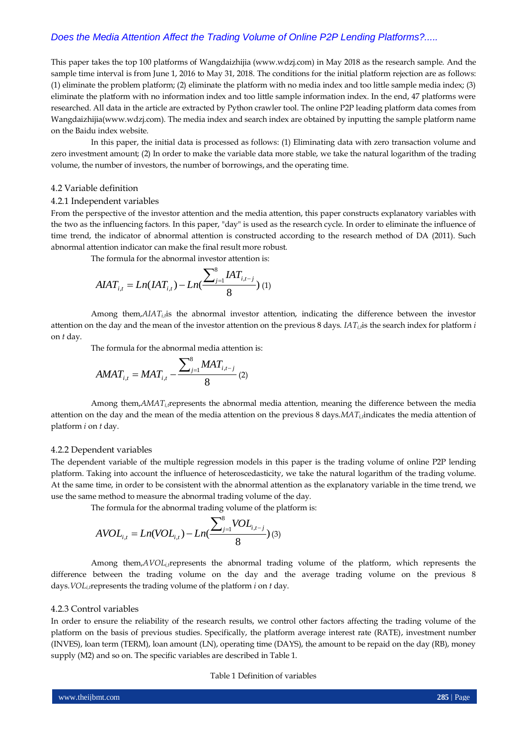This paper takes the top 100 platforms of Wangdaizhijia (www.wdzj.com) in May 2018 as the research sample. And the sample time interval is from June 1, 2016 to May 31, 2018. The conditions for the initial platform rejection are as follows: (1) eliminate the problem platform; (2) eliminate the platform with no media index and too little sample media index; (3) eliminate the platform with no information index and too little sample information index. In the end, 47 platforms were researched. All data in the article are extracted by Python crawler tool. The online P2P leading platform data comes from Wangdaizhijia(www.wdzj.com). The media index and search index are obtained by inputting the sample platform name on the Baidu index website.

In this paper, the initial data is processed as follows: (1) Eliminating data with zero transaction volume and zero investment amount; (2) In order to make the variable data more stable, we take the natural logarithm of the trading volume, the number of investors, the number of borrowings, and the operating time.

### 4.2 Variable definition

#### 4.2.1 Independent variables

From the perspective of the investor attention and the media attention, this paper constructs explanatory variables with the two as the influencing factors. In this paper, "day" is used as the research cycle. In order to eliminate the influence of time trend, the indicator of abnormal attention is constructed according to the research method of DA (2011). Such abnormal attention indicator can make the final result more robust.

The formula for the abnormal investor attention is:

$$AIAT_{i,t} = Ln(IAT_{i,t}) - Ln\left(\frac{\sum_{j=1}^{8} IAT_{i,t-j}}{8}\right) \quad (1)$$

Among them, $AIAT_{i,t}$ is the abnormal investor attention, indicating the difference between the investor attention on the day and the mean of the investor attention on the previous 8 days. $IAT_{i,t}$ is the search index for platform $i$ on $t$ day.

The formula for the abnormal media attention is:

$$AMAT_{i,t} = MAT_{i,t} - \frac{\sum_{j=1}^{8} MAT_{i,t-j}}{8} \quad (2)$$

Among them, $AMAT_{i,t}$ represents the abnormal media attention, meaning the difference between the media attention on the day and the mean of the media attention on the previous 8 days. $MAT_{i,t}$ indicates the media attention of platform $i$ on $t$ day.

#### 4.2.2 Dependent variables

The dependent variable of the multiple regression models in this paper is the trading volume of online P2P lending platform. Taking into account the influence of heteroscedasticity, we take the natural logarithm of the trading volume. At the same time, in order to be consistent with the abnormal attention as the explanatory variable in the time trend, we use the same method to measure the abnormal trading volume of the day.

The formula for the abnormal trading volume of the platform is:

$$AVOL_{i,t} = Ln(VOL_{i,t}) - Ln\left(\frac{\sum_{j=1}^{8} VOL_{i,t-j}}{8}\right) \quad (3)$$

Among them, $AVOL_{i,t}$ represents the abnormal trading volume of the platform, which represents the difference between the trading volume on the day and the average trading volume on the previous 8 days. $VOL_{i,t}$ represents the trading volume of the platform $i$ on $t$ day.

#### 4.2.3 Control variables

In order to ensure the reliability of the research results, we control other factors affecting the trading volume of the platform on the basis of previous studies. Specifically, the platform average interest rate (RATE), investment number (INVES), loan term (TERM), loan amount (LN), operating time (DAYS), the amount to be repaid on the day (RB), money supply (M2) and so on. The specific variables are described in Table 1.

Table 1 Definition of variables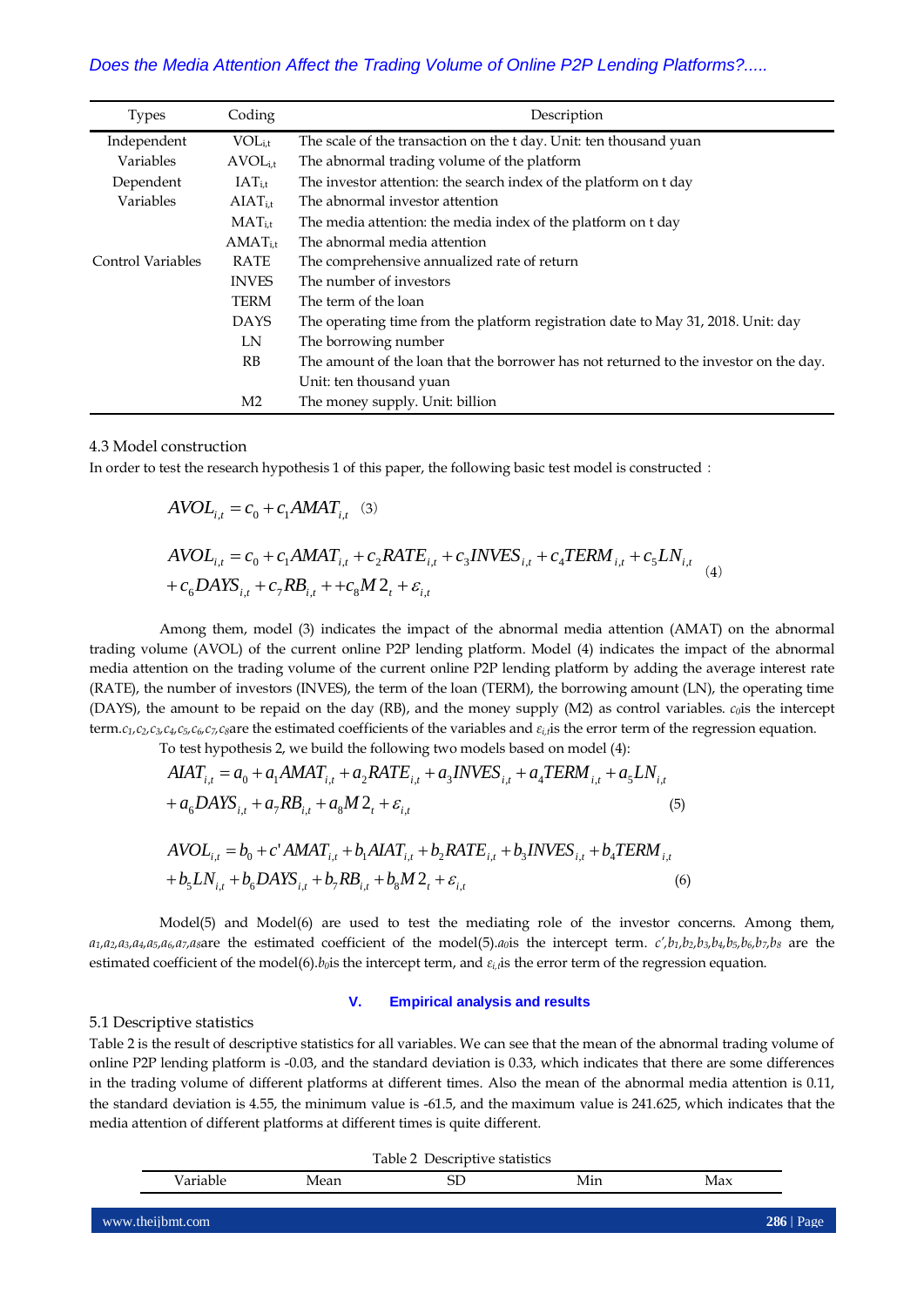| Types | Coding | Description |
|---|---|---|
| Independent Variables | $VOL_{i,t}$ | The scale of the transaction on the t day. Unit: ten thousand yuan |
| | $AVOL_{i,t}$ | The abnormal trading volume of the platform |
| Dependent Variables | $IAT_{i,t}$ | The investor attention: the search index of the platform on t day |
| | $AIAT_{i,t}$ | The abnormal investor attention |
| | $MAT_{i,t}$ | The media attention: the media index of the platform on t day |
| | $AMAT_{i,t}$ | The abnormal media attention |
| Control Variables | RATE | The comprehensive annualized rate of return |
| | INVES | The number of investors |
| | TERM | The term of the loan |
| | DAYS | The operating time from the platform registration date to May 31, 2018. Unit: day |
| | LN | The borrowing number |
| | RB | The amount of the loan that the borrower has not returned to the investor on the day. Unit: ten thousand yuan |
| | M2 | The money supply. Unit: billion |

### 4.3 Model construction

In order to test the research hypothesis 1 of this paper, the following basic test model is constructed：

$$AVOL_{i,t} = c_0 + c_1 AMAT_{i,t} \quad (3)$$

$$AVOL_{i,t} = c_0 + c_1 AMAT_{i,t} + c_2 RATE_{i,t} + c_3 INVES_{i,t} + c_4 TERM_{i,t} + c_5 LN_{i,t} + c_6 DAYS_{i,t} + c_7 RB_{i,t} + +c_8 M2_t + \varepsilon_{i,t} \quad (4)$$

Among them, model (3) indicates the impact of the abnormal media attention (AMAT) on the abnormal trading volume (AVOL) of the current online P2P lending platform. Model (4) indicates the impact of the abnormal media attention on the trading volume of the current online P2P lending platform by adding the average interest rate (RATE), the number of investors (INVES), the term of the loan (TERM), the borrowing amount (LN), the operating time (DAYS), the amount to be repaid on the day (RB), and the money supply (M2) as control variables. $c_0$is the intercept term.$c_1,c_2,c_3,c_4,c_5,c_6,c_7,c_8$are the estimated coefficients of the variables and $\varepsilon_{i,t}$is the error term of the regression equation.

To test hypothesis 2, we build the following two models based on model (4):

$$AIAT_{i,t} = a_0 + a_1 AMAT_{i,t} + a_2 RATE_{i,t} + a_3 INVES_{i,t} + a_4 TERM_{i,t} + a_5 LN_{i,t} + a_6 DAYS_{i,t} + a_7 RB_{i,t} + a_8 M2_t + \varepsilon_{i,t} \quad (5)$$

$$AVOL_{i,t} = b_0 + c' AMAT_{i,t} + b_1 AIAT_{i,t} + b_2 RATE_{i,t} + b_3 INVES_{i,t} + b_4 TERM_{i,t} + b_5 LN_{i,t} + b_6 DAYS_{i,t} + b_7 RB_{i,t} + b_8 M2_t + \varepsilon_{i,t} \quad (6)$$

Model(5) and Model(6) are used to test the mediating role of the investor concerns. Among them, $a_1,a_2,a_3,a_4,a_5,a_6,a_7,a_8$are the estimated coefficient of the model(5).$a_0$is the intercept term. $c',b_1,b_2,b_3,b_4,b_5,b_6,b_7,b_8$ are the estimated coefficient of the model(6).$b_0$is the intercept term, and $\varepsilon_{i,t}$is the error term of the regression equation.

## V. Empirical analysis and results

### 5.1 Descriptive statistics

Table 2 is the result of descriptive statistics for all variables. We can see that the mean of the abnormal trading volume of online P2P lending platform is -0.03, and the standard deviation is 0.33, which indicates that there are some differences in the trading volume of different platforms at different times. Also the mean of the abnormal media attention is 0.11, the standard deviation is 4.55, the minimum value is -61.5, and the maximum value is 241.625, which indicates that the media attention of different platforms at different times is quite different.

Table 2 Descriptive statistics

| Variable | Mean | SD | Min | Max |
|---|---|---|---|---|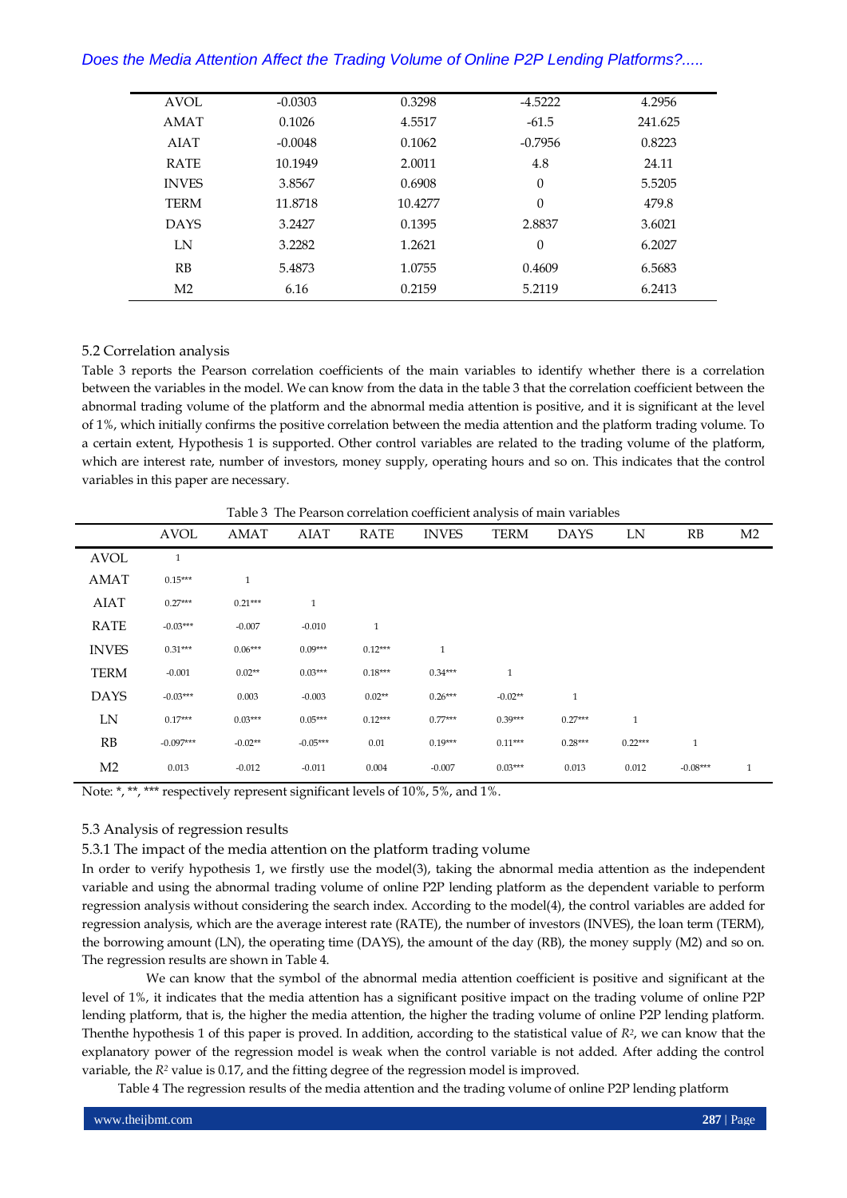| AVOL | -0.0303 | 0.3298 | -4.5222 | 4.2956 |
|---|---|---|---|---|
| AMAT | 0.1026 | 4.5517 | -61.5 | 241.625 |
| AIAT | -0.0048 | 0.1062 | -0.7956 | 0.8223 |
| RATE | 10.1949 | 2.0011 | 4.8 | 24.11 |
| INVES | 3.8567 | 0.6908 | 0 | 5.5205 |
| TERM | 11.8718 | 10.4277 | 0 | 479.8 |
| DAYS | 3.2427 | 0.1395 | 2.8837 | 3.6021 |
| LN | 3.2282 | 1.2621 | 0 | 6.2027 |
| RB | 5.4873 | 1.0755 | 0.4609 | 6.5683 |
| M2 | 6.16 | 0.2159 | 5.2119 | 6.2413 |

## 5.2 Correlation analysis

Table 3 reports the Pearson correlation coefficients of the main variables to identify whether there is a correlation between the variables in the model. We can know from the data in the table 3 that the correlation coefficient between the abnormal trading volume of the platform and the abnormal media attention is positive, and it is significant at the level of 1%, which initially confirms the positive correlation between the media attention and the platform trading volume. To a certain extent, Hypothesis 1 is supported. Other control variables are related to the trading volume of the platform, which are interest rate, number of investors, money supply, operating hours and so on. This indicates that the control variables in this paper are necessary.

Table 3 The Pearson correlation coefficient analysis of main variables

| | AVOL | AMAT | AIAT | RATE | INVES | TERM | DAYS | LN | RB | M2 |
|---|---|---|---|---|---|---|---|---|---|---|
| AVOL | 1 | | | | | | | | | |
| AMAT | 0.15*** | 1 | | | | | | | | |
| AIAT | 0.27*** | 0.21*** | 1 | | | | | | | |
| RATE | -0.03*** | -0.007 | -0.010 | 1 | | | | | | |
| INVES | 0.31*** | 0.06*** | 0.09*** | 0.12*** | 1 | | | | | |
| TERM | -0.001 | 0.02** | 0.03*** | 0.18*** | 0.34*** | 1 | | | | |
| DAYS | -0.03*** | 0.003 | -0.003 | 0.02** | 0.26*** | -0.02** | 1 | | | |
| LN | 0.17*** | 0.03*** | 0.05*** | 0.12*** | 0.77*** | 0.39*** | 0.27*** | 1 | | |
| RB | -0.097*** | -0.02** | -0.05*** | 0.01 | 0.19*** | 0.11*** | 0.28*** | 0.22*** | 1 | |
| M2 | 0.013 | -0.012 | -0.011 | 0.004 | -0.007 | 0.03*** | 0.013 | 0.012 | -0.08*** | 1 |

Note: *, **, *** respectively represent significant levels of 10%, 5%, and 1%.

## 5.3 Analysis of regression results

### 5.3.1 The impact of the media attention on the platform trading volume

In order to verify hypothesis 1, we firstly use the model(3), taking the abnormal media attention as the independent variable and using the abnormal trading volume of online P2P lending platform as the dependent variable to perform regression analysis without considering the search index. According to the model(4), the control variables are added for regression analysis, which are the average interest rate (RATE), the number of investors (INVES), the loan term (TERM), the borrowing amount (LN), the operating time (DAYS), the amount of the day (RB), the money supply (M2) and so on. The regression results are shown in Table 4.

We can know that the symbol of the abnormal media attention coefficient is positive and significant at the level of 1%, it indicates that the media attention has a significant positive impact on the trading volume of online P2P lending platform, that is, the higher the media attention, the higher the trading volume of online P2P lending platform. Thenthe hypothesis 1 of this paper is proved. In addition, according to the statistical value of $R^2$, we can know that the explanatory power of the regression model is weak when the control variable is not added. After adding the control variable, the $R^2$ value is 0.17, and the fitting degree of the regression model is improved.

Table 4 The regression results of the media attention and the trading volume of online P2P lending platform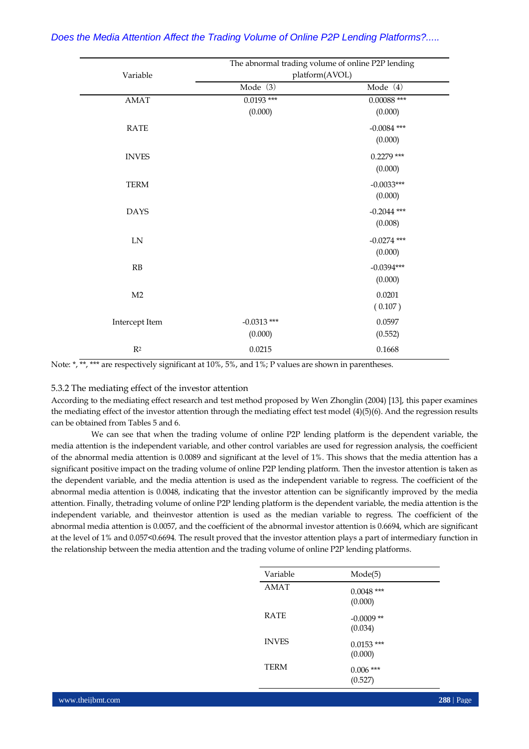| Variable | The abnormal trading volume of online P2P lending platform(AVOL) | |
|---|---|---|
| | Mode（3） | Mode（4） |
| AMAT | 0.0193 ***<br>(0.000) | 0.00088 ***<br>(0.000) |
| RATE | | -0.0084 ***<br>(0.000) |
| INVES | | 0.2279 ***<br>(0.000) |
| TERM | | -0.0033***<br>(0.000) |
| DAYS | | -0.2044 ***<br>(0.008) |
| LN | | -0.0274 ***<br>(0.000) |
| RB | | -0.0394***<br>(0.000) |
| M2 | | 0.0201<br>( 0.107 ) |
| Intercept Item | -0.0313 ***<br>(0.000) | 0.0597<br>(0.552) |
| $R^2$ | 0.0215 | 0.1668 |

Note: *, **, *** are respectively significant at 10%, 5%, and 1%; P values are shown in parentheses.

### 5.3.2 The mediating effect of the investor attention

According to the mediating effect research and test method proposed by Wen Zhonglin (2004) [13], this paper examines the mediating effect of the investor attention through the mediating effect test model (4)(5)(6). And the regression results can be obtained from Tables 5 and 6.

We can see that when the trading volume of online P2P lending platform is the dependent variable, the media attention is the independent variable, and other control variables are used for regression analysis, the coefficient of the abnormal media attention is 0.0089 and significant at the level of 1%. This shows that the media attention has a significant positive impact on the trading volume of online P2P lending platform. Then the investor attention is taken as the dependent variable, and the media attention is used as the independent variable to regress. The coefficient of the abnormal media attention is 0.0048, indicating that the investor attention can be significantly improved by the media attention. Finally, thetrading volume of online P2P lending platform is the dependent variable, the media attention is the independent variable, and theinvestor attention is used as the median variable to regress. The coefficient of the abnormal media attention is 0.0057, and the coefficient of the abnormal investor attention is 0.6694, which are significant at the level of 1% and 0.057<0.6694. The result proved that the investor attention plays a part of intermediary function in the relationship between the media attention and the trading volume of online P2P lending platforms.

| Variable | Mode(5) |
|---|---|
| AMAT | 0.0048 ***<br>(0.000) |
| RATE | -0.0009 **<br>(0.034) |
| INVES | 0.0153 ***<br>(0.000) |
| TERM | 0.006 ***<br>(0.527) |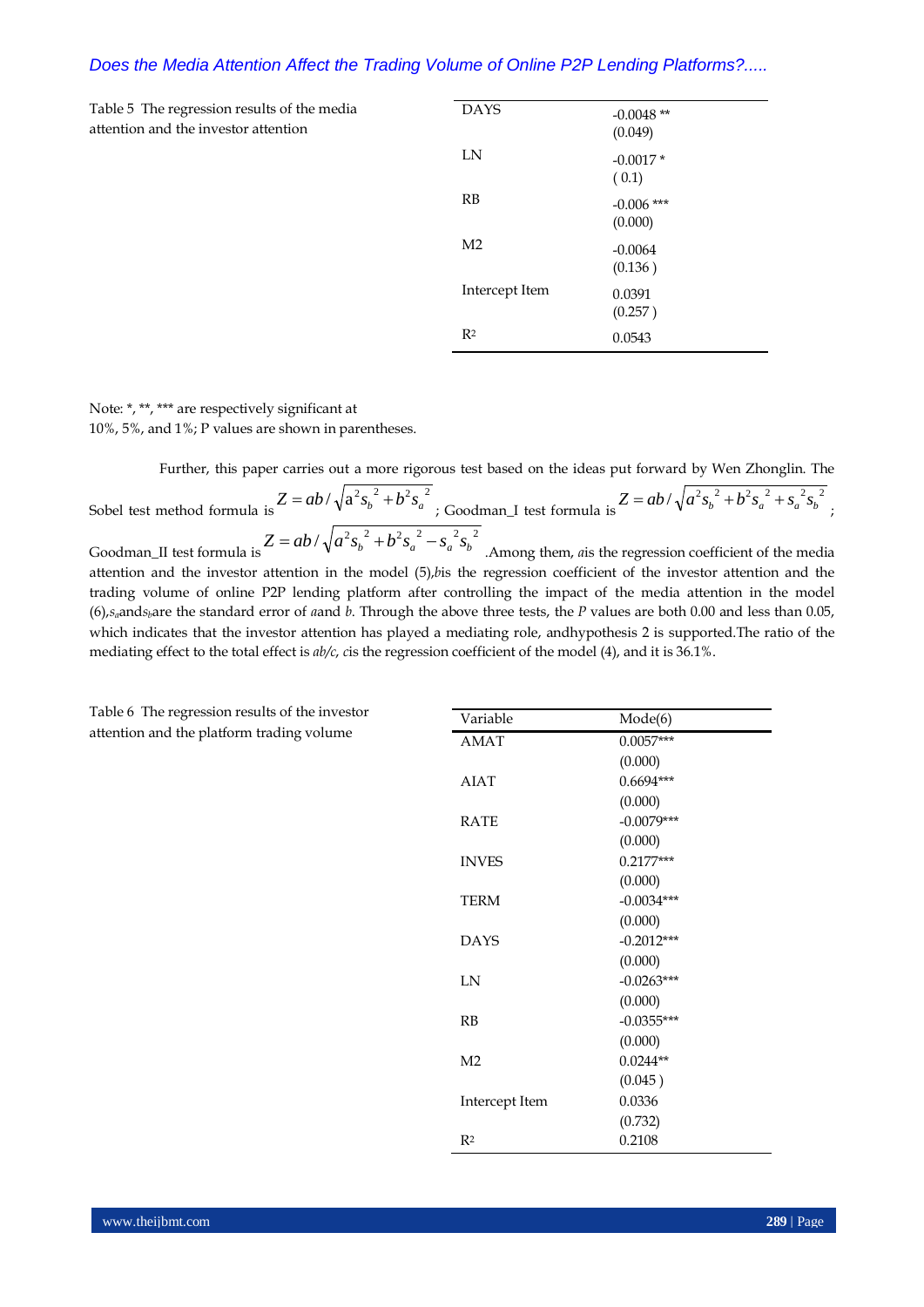Table 5 The regression results of the media attention and the investor attention

| | |
|---|---|
| DAYS | -0.0048 ** (0.049) |
| LN | -0.0017 * ( 0.1) |
| RB | -0.006 *** (0.000) |
| M2 | -0.0064 (0.136 ) |
| Intercept Item | 0.0391 (0.257 ) |
| $R^2$ | 0.0543 |

Note: *, **, *** are respectively significant at 10%, 5%, and 1%; P values are shown in parentheses.

Further, this paper carries out a more rigorous test based on the ideas put forward by Wen Zhonglin. The Sobel test method formula is $Z = ab / \sqrt{a^2 s_b^{\ 2} + b^2 s_a^{\ 2}}$; Goodman_I test formula is $Z = ab / \sqrt{a^2 s_b^{\ 2} + b^2 s_a^{\ 2} + s_a^{\ 2} s_b^{\ 2}}$; Goodman_II test formula is $Z = ab / \sqrt{a^2 s_b^{\ 2} + b^2 s_a^{\ 2} - s_a^{\ 2} s_b^{\ 2}}$ .Among them, *a*is the regression coefficient of the media attention and the investor attention in the model (5),*b*is the regression coefficient of the investor attention and the trading volume of online P2P lending platform after controlling the impact of the media attention in the model (6),$s_a$and$s_b$are the standard error of *a*and *b*. Through the above three tests, the *P* values are both 0.00 and less than 0.05, which indicates that the investor attention has played a mediating role, andhypothesis 2 is supported.The ratio of the mediating effect to the total effect is *ab/c*, *c*is the regression coefficient of the model (4), and it is 36.1%.

Table 6 The regression results of the investor attention and the platform trading volume

| Variable | Mode(6) |
|---|---|
| AMAT | 0.0057*** (0.000) |
| AIAT | 0.6694*** (0.000) |
| RATE | -0.0079*** (0.000) |
| INVES | 0.2177*** (0.000) |
| TERM | -0.0034*** (0.000) |
| DAYS | -0.2012*** (0.000) |
| LN | -0.0263*** (0.000) |
| RB | -0.0355*** (0.000) |
| M2 | 0.0244** (0.045 ) |
| Intercept Item | 0.0336 (0.732) |
| $R^2$ | 0.2108 |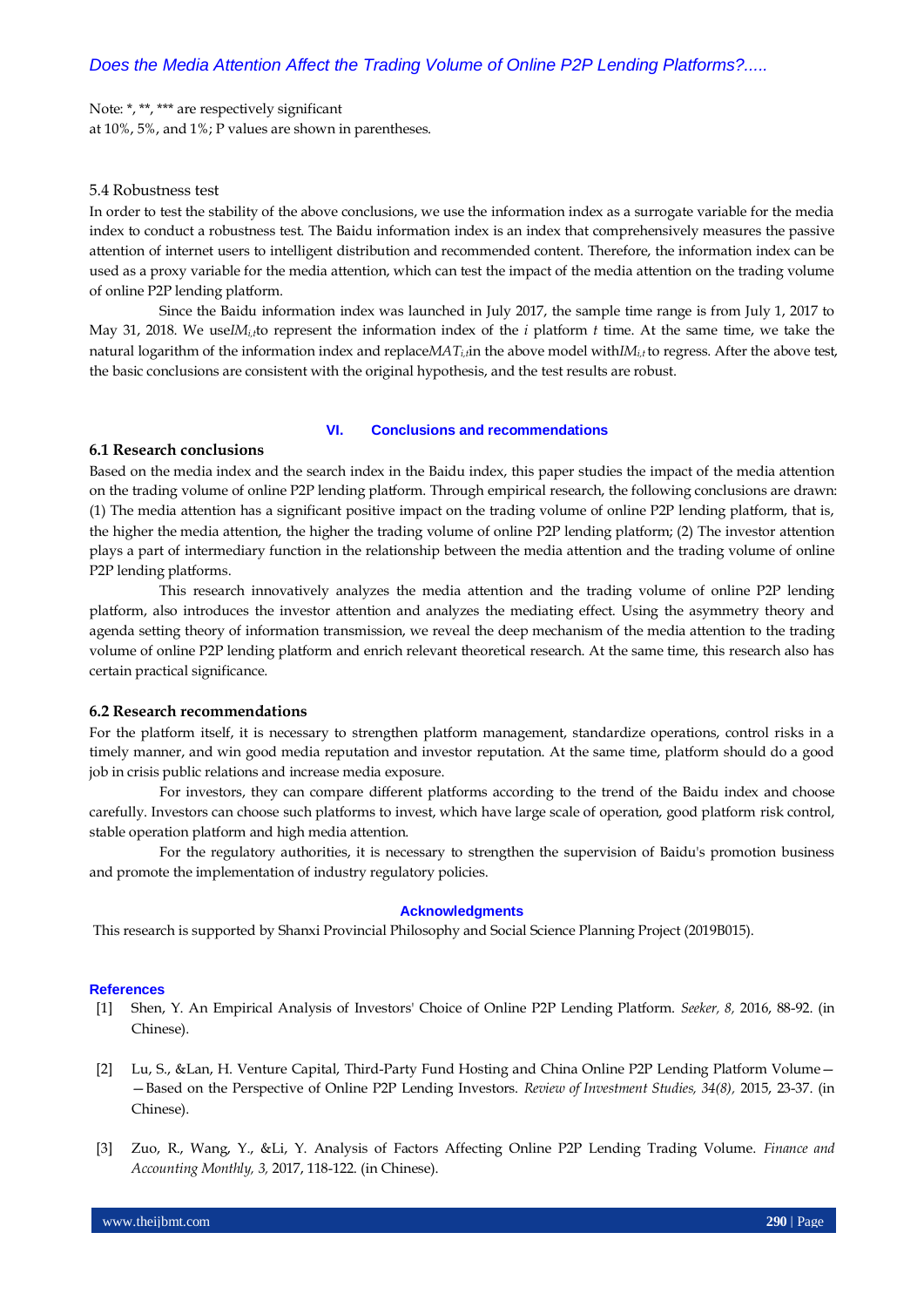Note: *, **, *** are respectively significant at 10%, 5%, and 1%; P values are shown in parentheses.

### 5.4 Robustness test

In order to test the stability of the above conclusions, we use the information index as a surrogate variable for the media index to conduct a robustness test. The Baidu information index is an index that comprehensively measures the passive attention of internet users to intelligent distribution and recommended content. Therefore, the information index can be used as a proxy variable for the media attention, which can test the impact of the media attention on the trading volume of online P2P lending platform.

Since the Baidu information index was launched in July 2017, the sample time range is from July 1, 2017 to May 31, 2018. We use $IM_{i,t}$ to represent the information index of the *i* platform *t* time. At the same time, we take the natural logarithm of the information index and replace $MAT_{i,t}$ in the above model with $IM_{i,t}$ to regress. After the above test, the basic conclusions are consistent with the original hypothesis, and the test results are robust.

## VI. Conclusions and recommendations

### 6.1 Research conclusions

Based on the media index and the search index in the Baidu index, this paper studies the impact of the media attention on the trading volume of online P2P lending platform. Through empirical research, the following conclusions are drawn: (1) The media attention has a significant positive impact on the trading volume of online P2P lending platform, that is, the higher the media attention, the higher the trading volume of online P2P lending platform; (2) The investor attention plays a part of intermediary function in the relationship between the media attention and the trading volume of online P2P lending platforms.

This research innovatively analyzes the media attention and the trading volume of online P2P lending platform, also introduces the investor attention and analyzes the mediating effect. Using the asymmetry theory and agenda setting theory of information transmission, we reveal the deep mechanism of the media attention to the trading volume of online P2P lending platform and enrich relevant theoretical research. At the same time, this research also has certain practical significance.

### 6.2 Research recommendations

For the platform itself, it is necessary to strengthen platform management, standardize operations, control risks in a timely manner, and win good media reputation and investor reputation. At the same time, platform should do a good job in crisis public relations and increase media exposure.

For investors, they can compare different platforms according to the trend of the Baidu index and choose carefully. Investors can choose such platforms to invest, which have large scale of operation, good platform risk control, stable operation platform and high media attention.

For the regulatory authorities, it is necessary to strengthen the supervision of Baidu's promotion business and promote the implementation of industry regulatory policies.

## Acknowledgments

This research is supported by Shanxi Provincial Philosophy and Social Science Planning Project (2019B015).

## References

[1] Shen, Y. An Empirical Analysis of Investors' Choice of Online P2P Lending Platform. *Seeker, 8,* 2016, 88-92. (in Chinese).

[2] Lu, S., &Lan, H. Venture Capital, Third-Party Fund Hosting and China Online P2P Lending Platform Volume——Based on the Perspective of Online P2P Lending Investors. *Review of Investment Studies, 34(8),* 2015, 23-37. (in Chinese).

[3] Zuo, R., Wang, Y., &Li, Y. Analysis of Factors Affecting Online P2P Lending Trading Volume. *Finance and Accounting Monthly, 3,* 2017, 118-122. (in Chinese).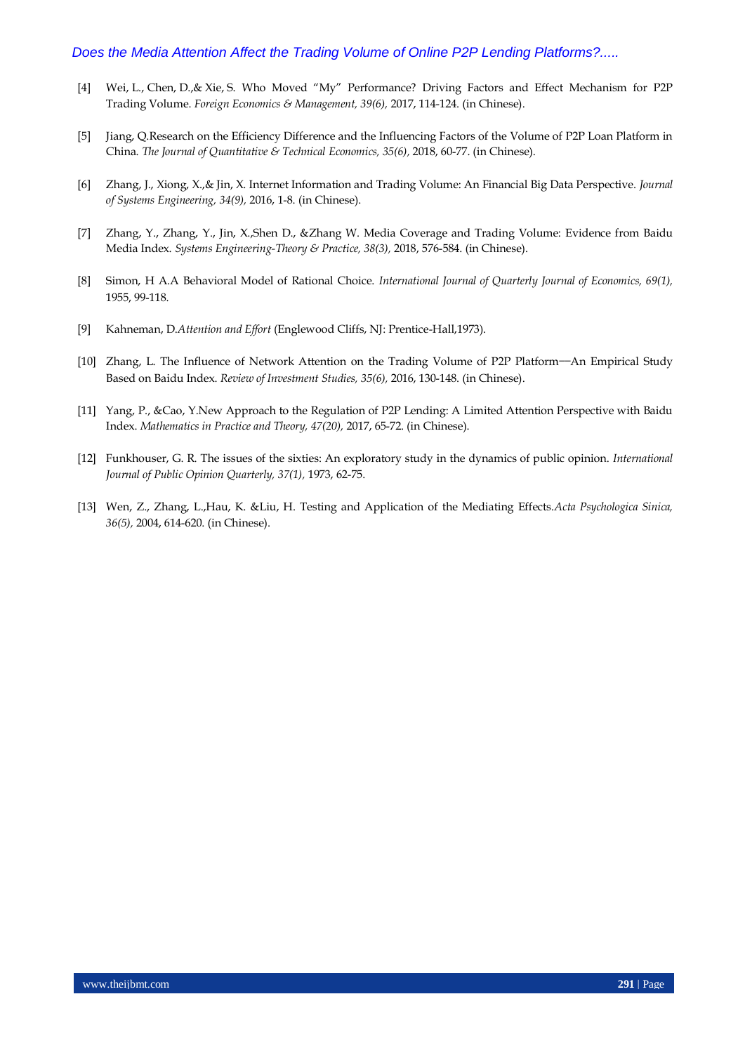[4] Wei, L., Chen, D.,& Xie, S. Who Moved "My" Performance? Driving Factors and Effect Mechanism for P2P Trading Volume. *Foreign Economics & Management, 39(6),* 2017, 114-124. (in Chinese).

[5] Jiang, Q.Research on the Efficiency Difference and the Influencing Factors of the Volume of P2P Loan Platform in China. *The Journal of Quantitative & Technical Economics, 35(6),* 2018, 60-77. (in Chinese).

[6] Zhang, J., Xiong, X.,& Jin, X. Internet Information and Trading Volume: An Financial Big Data Perspective. *Journal of Systems Engineering, 34(9),* 2016, 1-8. (in Chinese).

[7] Zhang, Y., Zhang, Y., Jin, X.,Shen D., &Zhang W. Media Coverage and Trading Volume: Evidence from Baidu Media Index. *Systems Engineering-Theory & Practice, 38(3),* 2018, 576-584. (in Chinese).

[8] Simon, H A.A Behavioral Model of Rational Choice. *International Journal of Quarterly Journal of Economics, 69(1),* 1955, 99-118.

[9] Kahneman, D.*Attention and Effort* (Englewood Cliffs, NJ: Prentice-Hall,1973).

[10] Zhang, L. The Influence of Network Attention on the Trading Volume of P2P Platform—An Empirical Study Based on Baidu Index. *Review of Investment Studies, 35(6),* 2016, 130-148. (in Chinese).

[11] Yang, P., &Cao, Y.New Approach to the Regulation of P2P Lending: A Limited Attention Perspective with Baidu Index. *Mathematics in Practice and Theory, 47(20),* 2017, 65-72. (in Chinese).

[12] Funkhouser, G. R. The issues of the sixties: An exploratory study in the dynamics of public opinion. *International Journal of Public Opinion Quarterly, 37(1),* 1973, 62-75.

[13] Wen, Z., Zhang, L.,Hau, K. &Liu, H. Testing and Application of the Mediating Effects.*Acta Psychologica Sinica, 36(5),* 2004, 614-620. (in Chinese).